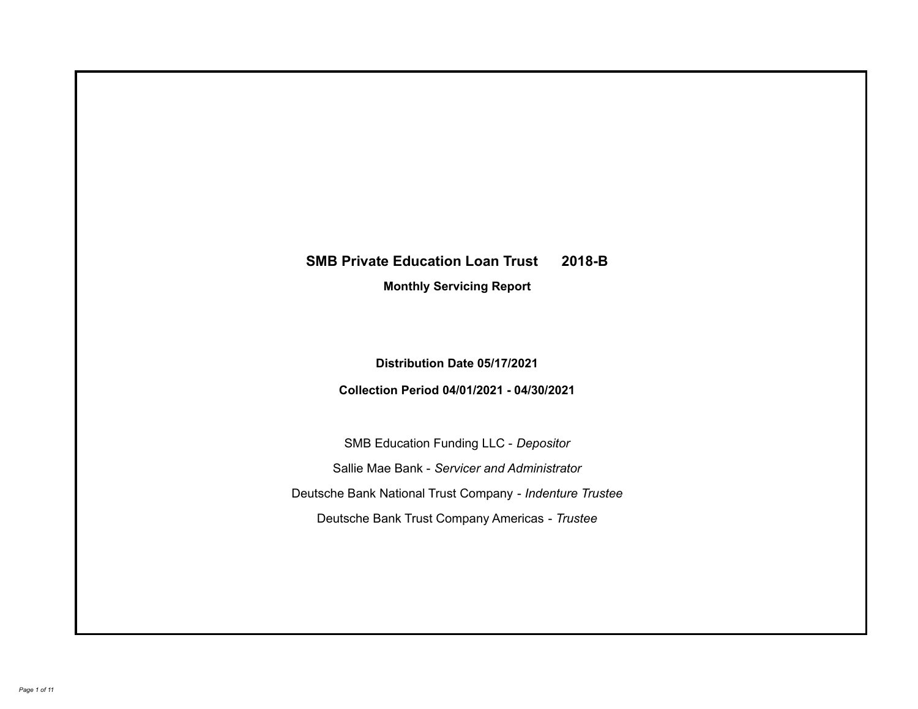# SMB Private Education Loan Trust 2018-B

**Monthly Servicing Report**

**Distribution Date 05/17/2021**

**Collection Period 04/01/2021 - 04/30/2021**

SMB Education Funding LLC - *Depositor*

Sallie Mae Bank - *Servicer and Administrator*

Deutsche Bank National Trust Company - *Indenture Trustee*

Deutsche Bank Trust Company Americas - *Trustee*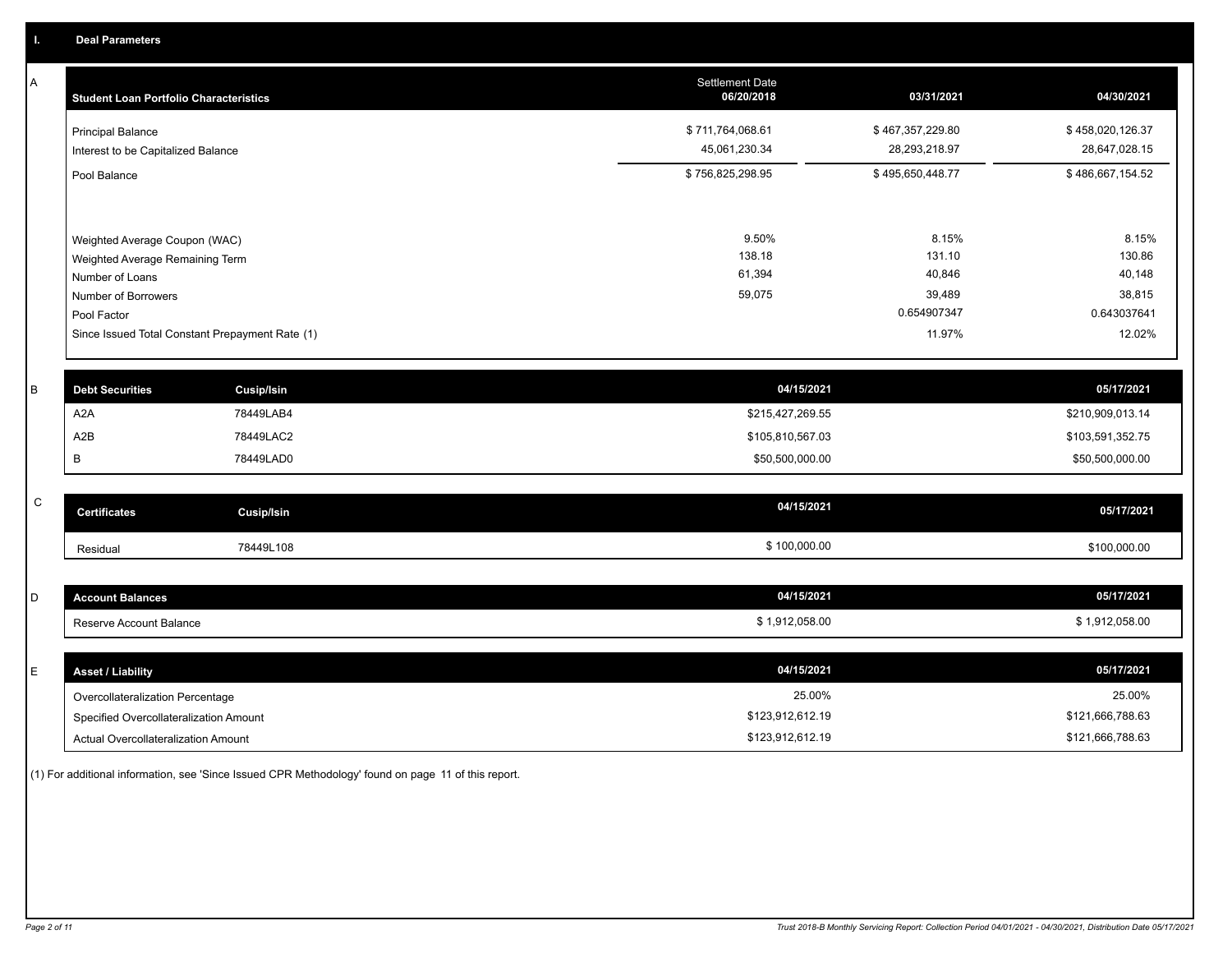## I. Deal Parameters

### A

| Student Loan Portfolio Characteristics | Settlement Date 06/20/2018 | 03/31/2021 | 04/30/2021 |
|---|---|---|---|
| Principal Balance | $ 711,764,068.61 | $ 467,357,229.80 | $ 458,020,126.37 |
| Interest to be Capitalized Balance | 45,061,230.34 | 28,293,218.97 | 28,647,028.15 |
| Pool Balance | $ 756,825,298.95 | $ 495,650,448.77 | $ 486,667,154.52 |
| | | | |
| Weighted Average Coupon (WAC) | 9.50% | 8.15% | 8.15% |
| Weighted Average Remaining Term | 138.18 | 131.10 | 130.86 |
| Number of Loans | 61,394 | 40,846 | 40,148 |
| Number of Borrowers | 59,075 | 39,489 | 38,815 |
| Pool Factor | | 0.654907347 | 0.643037641 |
| Since Issued Total Constant Prepayment Rate (1) | | 11.97% | 12.02% |

### B

| Debt Securities | Cusip/Isin | 04/15/2021 | 05/17/2021 |
|---|---|---|---|
| A2A | 78449LAB4 | $215,427,269.55 | $210,909,013.14 |
| A2B | 78449LAC2 | $105,810,567.03 | $103,591,352.75 |
| B | 78449LAD0 | $50,500,000.00 | $50,500,000.00 |

### C

| Certificates | Cusip/Isin | 04/15/2021 | 05/17/2021 |
|---|---|---|---|
| Residual | 78449L108 | $ 100,000.00 | $100,000.00 |

### D

| Account Balances | 04/15/2021 | 05/17/2021 |
|---|---|---|
| Reserve Account Balance | $ 1,912,058.00 | $ 1,912,058.00 |

### E

| Asset / Liability | 04/15/2021 | 05/17/2021 |
|---|---|---|
| Overcollateralization Percentage | 25.00% | 25.00% |
| Specified Overcollateralization Amount | $123,912,612.19 | $121,666,788.63 |
| Actual Overcollateralization Amount | $123,912,612.19 | $121,666,788.63 |

(1) For additional information, see 'Since Issued CPR Methodology' found on page 11 of this report.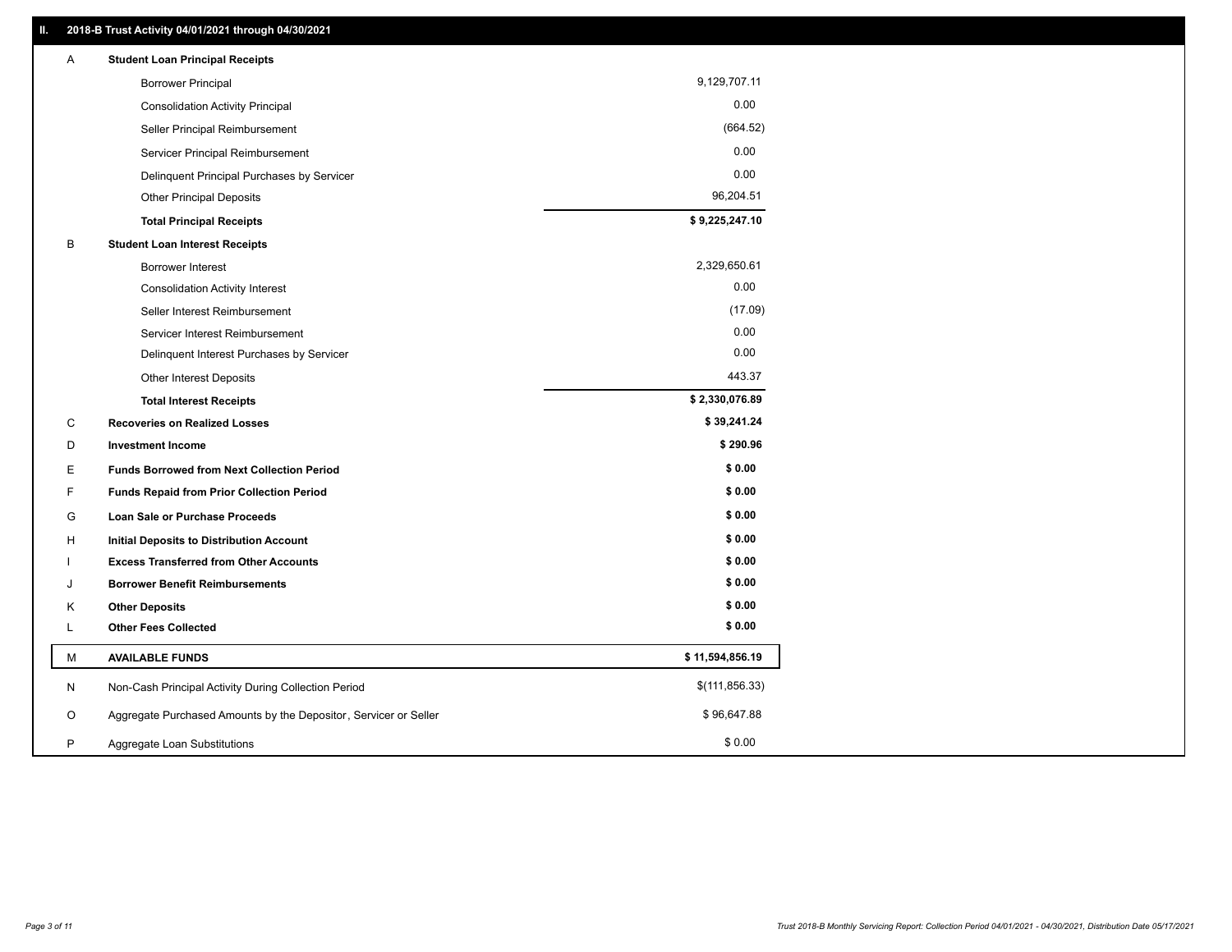## II. 2018-B Trust Activity 04/01/2021 through 04/30/2021

| | | |
|---|---|---|
| A | **Student Loan Principal Receipts** | |
| | Borrower Principal | 9,129,707.11 |
| | Consolidation Activity Principal | 0.00 |
| | Seller Principal Reimbursement | (664.52) |
| | Servicer Principal Reimbursement | 0.00 |
| | Delinquent Principal Purchases by Servicer | 0.00 |
| | Other Principal Deposits | 96,204.51 |
| | **Total Principal Receipts** | **$ 9,225,247.10** |
| B | **Student Loan Interest Receipts** | |
| | Borrower Interest | 2,329,650.61 |
| | Consolidation Activity Interest | 0.00 |
| | Seller Interest Reimbursement | (17.09) |
| | Servicer Interest Reimbursement | 0.00 |
| | Delinquent Interest Purchases by Servicer | 0.00 |
| | Other Interest Deposits | 443.37 |
| | **Total Interest Receipts** | **$ 2,330,076.89** |
| C | **Recoveries on Realized Losses** | **$ 39,241.24** |
| D | **Investment Income** | **$ 290.96** |
| E | **Funds Borrowed from Next Collection Period** | **$ 0.00** |
| F | **Funds Repaid from Prior Collection Period** | **$ 0.00** |
| G | **Loan Sale or Purchase Proceeds** | **$ 0.00** |
| H | **Initial Deposits to Distribution Account** | **$ 0.00** |
| I | **Excess Transferred from Other Accounts** | **$ 0.00** |
| J | **Borrower Benefit Reimbursements** | **$ 0.00** |
| K | **Other Deposits** | **$ 0.00** |
| L | **Other Fees Collected** | **$ 0.00** |
| M | **AVAILABLE FUNDS** | **$ 11,594,856.19** |
| N | Non-Cash Principal Activity During Collection Period | $(111,856.33) |
| O | Aggregate Purchased Amounts by the Depositor, Servicer or Seller | $ 96,647.88 |
| P | Aggregate Loan Substitutions | $ 0.00 |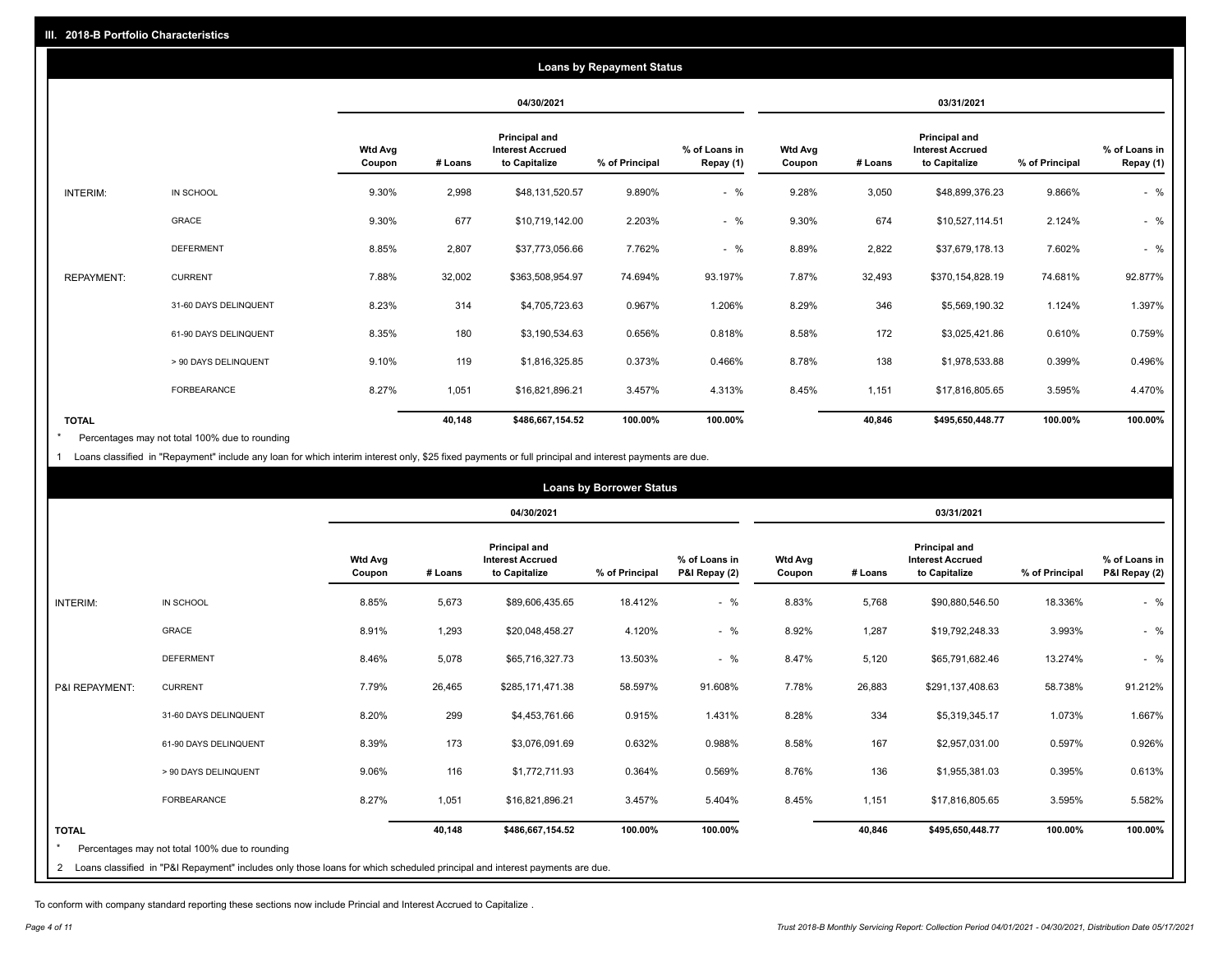## III. 2018-B Portfolio Characteristics

### Loans by Repayment Status

| | | 04/30/2021 | | | | | 03/31/2021 | | | | |
|---|---|---|---|---|---|---|---|---|---|---|---|
| | | Wtd Avg Coupon | # Loans | Principal and Interest Accrued to Capitalize | % of Principal | % of Loans in Repay (1) | Wtd Avg Coupon | # Loans | Principal and Interest Accrued to Capitalize | % of Principal | % of Loans in Repay (1) |
| INTERIM: | IN SCHOOL | 9.30% | 2,998 | $48,131,520.57 | 9.890% | - % | 9.28% | 3,050 | $48,899,376.23 | 9.866% | - % |
| | GRACE | 9.30% | 677 | $10,719,142.00 | 2.203% | - % | 9.30% | 674 | $10,527,114.51 | 2.124% | - % |
| | DEFERMENT | 8.85% | 2,807 | $37,773,056.66 | 7.762% | - % | 8.89% | 2,822 | $37,679,178.13 | 7.602% | - % |
| REPAYMENT: | CURRENT | 7.88% | 32,002 | $363,508,954.97 | 74.694% | 93.197% | 7.87% | 32,493 | $370,154,828.19 | 74.681% | 92.877% |
| | 31-60 DAYS DELINQUENT | 8.23% | 314 | $4,705,723.63 | 0.967% | 1.206% | 8.29% | 346 | $5,569,190.32 | 1.124% | 1.397% |
| | 61-90 DAYS DELINQUENT | 8.35% | 180 | $3,190,534.63 | 0.656% | 0.818% | 8.58% | 172 | $3,025,421.86 | 0.610% | 0.759% |
| | > 90 DAYS DELINQUENT | 9.10% | 119 | $1,816,325.85 | 0.373% | 0.466% | 8.78% | 138 | $1,978,533.88 | 0.399% | 0.496% |
| | FORBEARANCE | 8.27% | 1,051 | $16,821,896.21 | 3.457% | 4.313% | 8.45% | 1,151 | $17,816,805.65 | 3.595% | 4.470% |
| **TOTAL** | | | **40,148** | **$486,667,154.52** | **100.00%** | **100.00%** | | **40,846** | **$495,650,448.77** | **100.00%** | **100.00%** |

\* Percentages may not total 100% due to rounding

1 Loans classified in "Repayment" include any loan for which interim interest only, $25 fixed payments or full principal and interest payments are due.

### Loans by Borrower Status

| | | 04/30/2021 | | | | | 03/31/2021 | | | | |
|---|---|---|---|---|---|---|---|---|---|---|---|
| | | Wtd Avg Coupon | # Loans | Principal and Interest Accrued to Capitalize | % of Principal | % of Loans in P&I Repay (2) | Wtd Avg Coupon | # Loans | Principal and Interest Accrued to Capitalize | % of Principal | % of Loans in P&I Repay (2) |
| INTERIM: | IN SCHOOL | 8.85% | 5,673 | $89,606,435.65 | 18.412% | - % | 8.83% | 5,768 | $90,880,546.50 | 18.336% | - % |
| | GRACE | 8.91% | 1,293 | $20,048,458.27 | 4.120% | - % | 8.92% | 1,287 | $19,792,248.33 | 3.993% | - % |
| | DEFERMENT | 8.46% | 5,078 | $65,716,327.73 | 13.503% | - % | 8.47% | 5,120 | $65,791,682.46 | 13.274% | - % |
| P&I REPAYMENT: | CURRENT | 7.79% | 26,465 | $285,171,471.38 | 58.597% | 91.608% | 7.78% | 26,883 | $291,137,408.63 | 58.738% | 91.212% |
| | 31-60 DAYS DELINQUENT | 8.20% | 299 | $4,453,761.66 | 0.915% | 1.431% | 8.28% | 334 | $5,319,345.17 | 1.073% | 1.667% |
| | 61-90 DAYS DELINQUENT | 8.39% | 173 | $3,076,091.69 | 0.632% | 0.988% | 8.58% | 167 | $2,957,031.00 | 0.597% | 0.926% |
| | > 90 DAYS DELINQUENT | 9.06% | 116 | $1,772,711.93 | 0.364% | 0.569% | 8.76% | 136 | $1,955,381.03 | 0.395% | 0.613% |
| | FORBEARANCE | 8.27% | 1,051 | $16,821,896.21 | 3.457% | 5.404% | 8.45% | 1,151 | $17,816,805.65 | 3.595% | 5.582% |
| **TOTAL** | | | **40,148** | **$486,667,154.52** | **100.00%** | **100.00%** | | **40,846** | **$495,650,448.77** | **100.00%** | **100.00%** |

\* Percentages may not total 100% due to rounding

2 Loans classified in "P&I Repayment" includes only those loans for which scheduled principal and interest payments are due.

To conform with company standard reporting these sections now include Princial and Interest Accrued to Capitalize .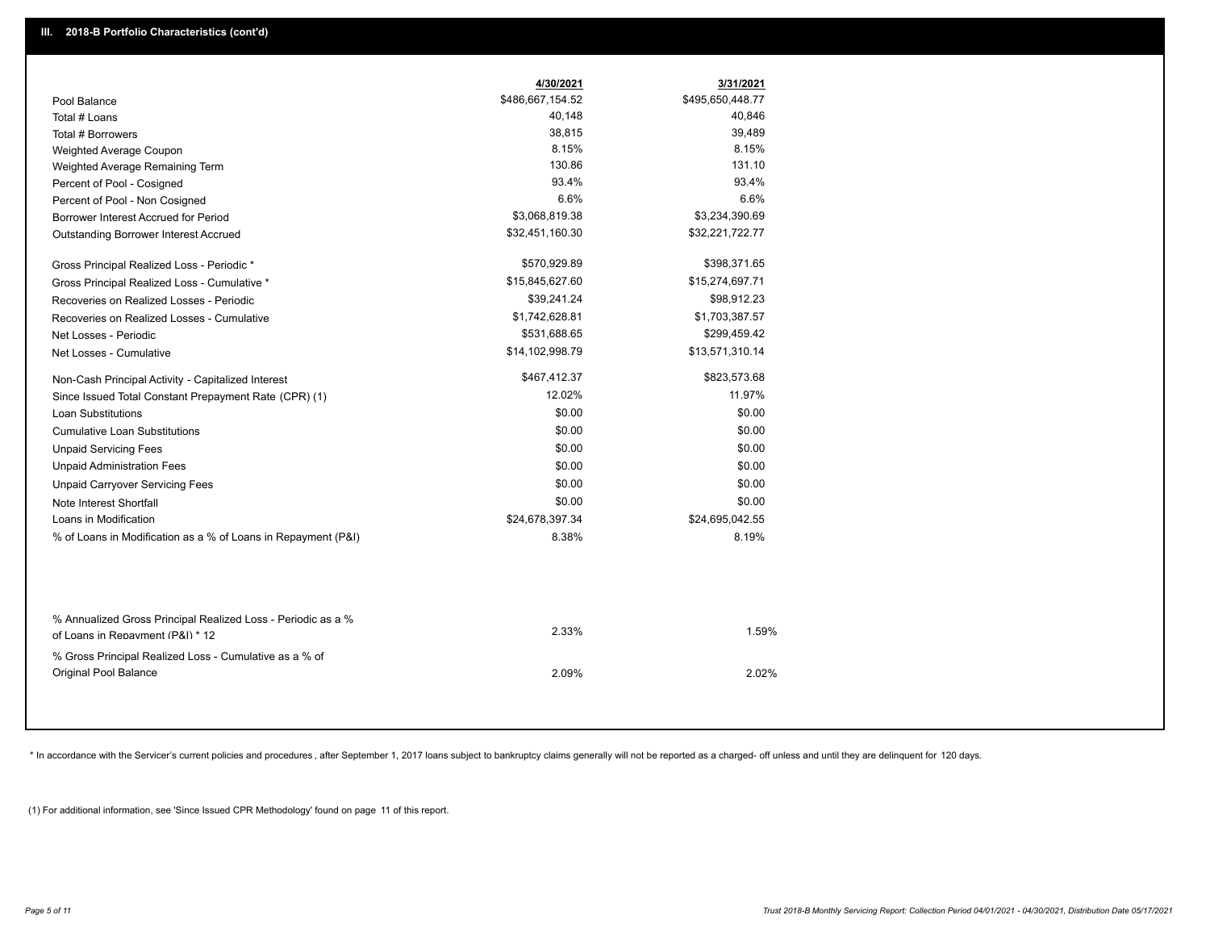## III. 2018-B Portfolio Characteristics (cont'd)

| | 4/30/2021 | 3/31/2021 |
|---|---|---|
| Pool Balance | $486,667,154.52 | $495,650,448.77 |
| Total # Loans | 40,148 | 40,846 |
| Total # Borrowers | 38,815 | 39,489 |
| Weighted Average Coupon | 8.15% | 8.15% |
| Weighted Average Remaining Term | 130.86 | 131.10 |
| Percent of Pool - Cosigned | 93.4% | 93.4% |
| Percent of Pool - Non Cosigned | 6.6% | 6.6% |
| Borrower Interest Accrued for Period | $3,068,819.38 | $3,234,390.69 |
| Outstanding Borrower Interest Accrued | $32,451,160.30 | $32,221,722.77 |
| Gross Principal Realized Loss - Periodic * | $570,929.89 | $398,371.65 |
| Gross Principal Realized Loss - Cumulative * | $15,845,627.60 | $15,274,697.71 |
| Recoveries on Realized Losses - Periodic | $39,241.24 | $98,912.23 |
| Recoveries on Realized Losses - Cumulative | $1,742,628.81 | $1,703,387.57 |
| Net Losses - Periodic | $531,688.65 | $299,459.42 |
| Net Losses - Cumulative | $14,102,998.79 | $13,571,310.14 |
| Non-Cash Principal Activity - Capitalized Interest | $467,412.37 | $823,573.68 |
| Since Issued Total Constant Prepayment Rate (CPR) (1) | 12.02% | 11.97% |
| Loan Substitutions | $0.00 | $0.00 |
| Cumulative Loan Substitutions | $0.00 | $0.00 |
| Unpaid Servicing Fees | $0.00 | $0.00 |
| Unpaid Administration Fees | $0.00 | $0.00 |
| Unpaid Carryover Servicing Fees | $0.00 | $0.00 |
| Note Interest Shortfall | $0.00 | $0.00 |
| Loans in Modification | $24,678,397.34 | $24,695,042.55 |
| % of Loans in Modification as a % of Loans in Repayment (P&I) | 8.38% | 8.19% |
| % Annualized Gross Principal Realized Loss - Periodic as a % of Loans in Repayment (P&I) * 12 | 2.33% | 1.59% |
| % Gross Principal Realized Loss - Cumulative as a % of Original Pool Balance | 2.09% | 2.02% |

* In accordance with the Servicer's current policies and procedures , after September 1, 2017 loans subject to bankruptcy claims generally will not be reported as a charged- off unless and until they are delinquent for 120 days.

(1) For additional information, see 'Since Issued CPR Methodology' found on page 11 of this report.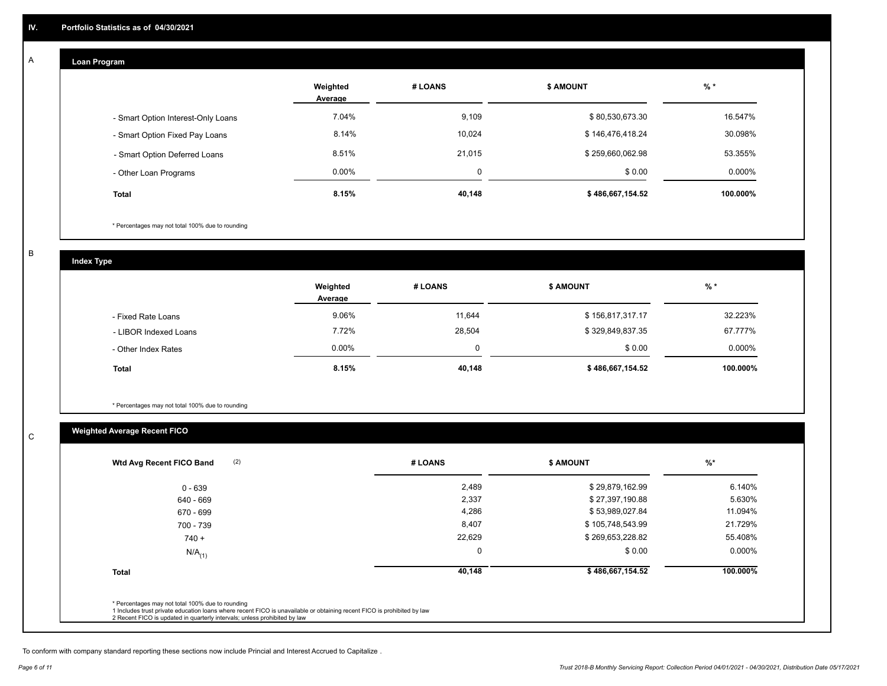## IV. Portfolio Statistics as of 04/30/2021

### A Loan Program

| | Weighted Average | # LOANS | $ AMOUNT | % * |
|---|---|---|---|---|
| - Smart Option Interest-Only Loans | 7.04% | 9,109 | $ 80,530,673.30 | 16.547% |
| - Smart Option Fixed Pay Loans | 8.14% | 10,024 | $ 146,476,418.24 | 30.098% |
| - Smart Option Deferred Loans | 8.51% | 21,015 | $ 259,660,062.98 | 53.355% |
| - Other Loan Programs | 0.00% | 0 | $ 0.00 | 0.000% |
| **Total** | **8.15%** | **40,148** | **$ 486,667,154.52** | **100.000%** |

\* Percentages may not total 100% due to rounding

### B Index Type

| | Weighted Average | # LOANS | $ AMOUNT | % * |
|---|---|---|---|---|
| - Fixed Rate Loans | 9.06% | 11,644 | $ 156,817,317.17 | 32.223% |
| - LIBOR Indexed Loans | 7.72% | 28,504 | $ 329,849,837.35 | 67.777% |
| - Other Index Rates | 0.00% | 0 | $ 0.00 | 0.000% |
| **Total** | **8.15%** | **40,148** | **$ 486,667,154.52** | **100.000%** |

\* Percentages may not total 100% due to rounding

### C Weighted Average Recent FICO

| Wtd Avg Recent FICO Band (2) | # LOANS | $ AMOUNT | %* |
|---|---|---|---|
| 0 - 639 | 2,489 | $ 29,879,162.99 | 6.140% |
| 640 - 669 | 2,337 | $ 27,397,190.88 | 5.630% |
| 670 - 699 | 4,286 | $ 53,989,027.84 | 11.094% |
| 700 - 739 | 8,407 | $ 105,748,543.99 | 21.729% |
| 740 + | 22,629 | $ 269,653,228.82 | 55.408% |
| N/A (1) | 0 | $ 0.00 | 0.000% |
| **Total** | **40,148** | **$ 486,667,154.52** | **100.000%** |

\* Percentages may not total 100% due to rounding
1 Includes trust private education loans where recent FICO is unavailable or obtaining recent FICO is prohibited by law
2 Recent FICO is updated in quarterly intervals; unless prohibited by law

To conform with company standard reporting these sections now include Princial and Interest Accrued to Capitalize .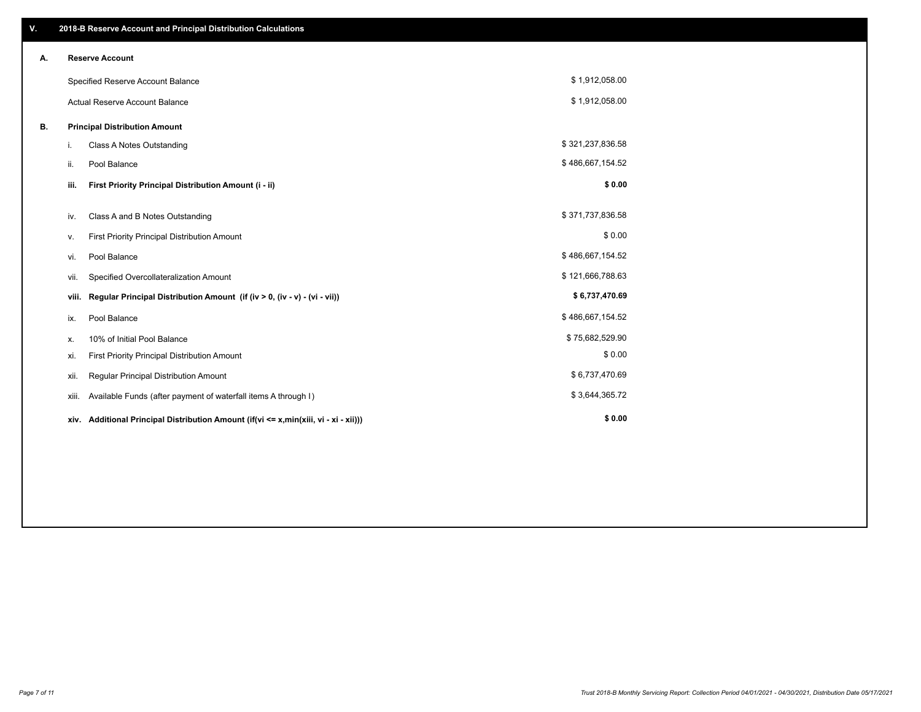## V. 2018-B Reserve Account and Principal Distribution Calculations

### A. Reserve Account

| | |
|---|---|
| Specified Reserve Account Balance | $ 1,912,058.00 |
| Actual Reserve Account Balance | $ 1,912,058.00 |

### B. Principal Distribution Amount

| | | |
|---|---|---|
| i. | Class A Notes Outstanding | $ 321,237,836.58 |
| ii. | Pool Balance | $ 486,667,154.52 |
| **iii.** | **First Priority Principal Distribution Amount (i - ii)** | **$ 0.00** |
| iv. | Class A and B Notes Outstanding | $ 371,737,836.58 |
| v. | First Priority Principal Distribution Amount | $ 0.00 |
| vi. | Pool Balance | $ 486,667,154.52 |
| vii. | Specified Overcollateralization Amount | $ 121,666,788.63 |
| **viii.** | **Regular Principal Distribution Amount (if (iv > 0, (iv - v) - (vi - vii))** | **$ 6,737,470.69** |
| ix. | Pool Balance | $ 486,667,154.52 |
| x. | 10% of Initial Pool Balance | $ 75,682,529.90 |
| xi. | First Priority Principal Distribution Amount | $ 0.00 |
| xii. | Regular Principal Distribution Amount | $ 6,737,470.69 |
| xiii. | Available Funds (after payment of waterfall items A through I) | $ 3,644,365.72 |
| **xiv.** | **Additional Principal Distribution Amount (if(vi <= x,min(xiii, vi - xi - xii)))** | **$ 0.00** |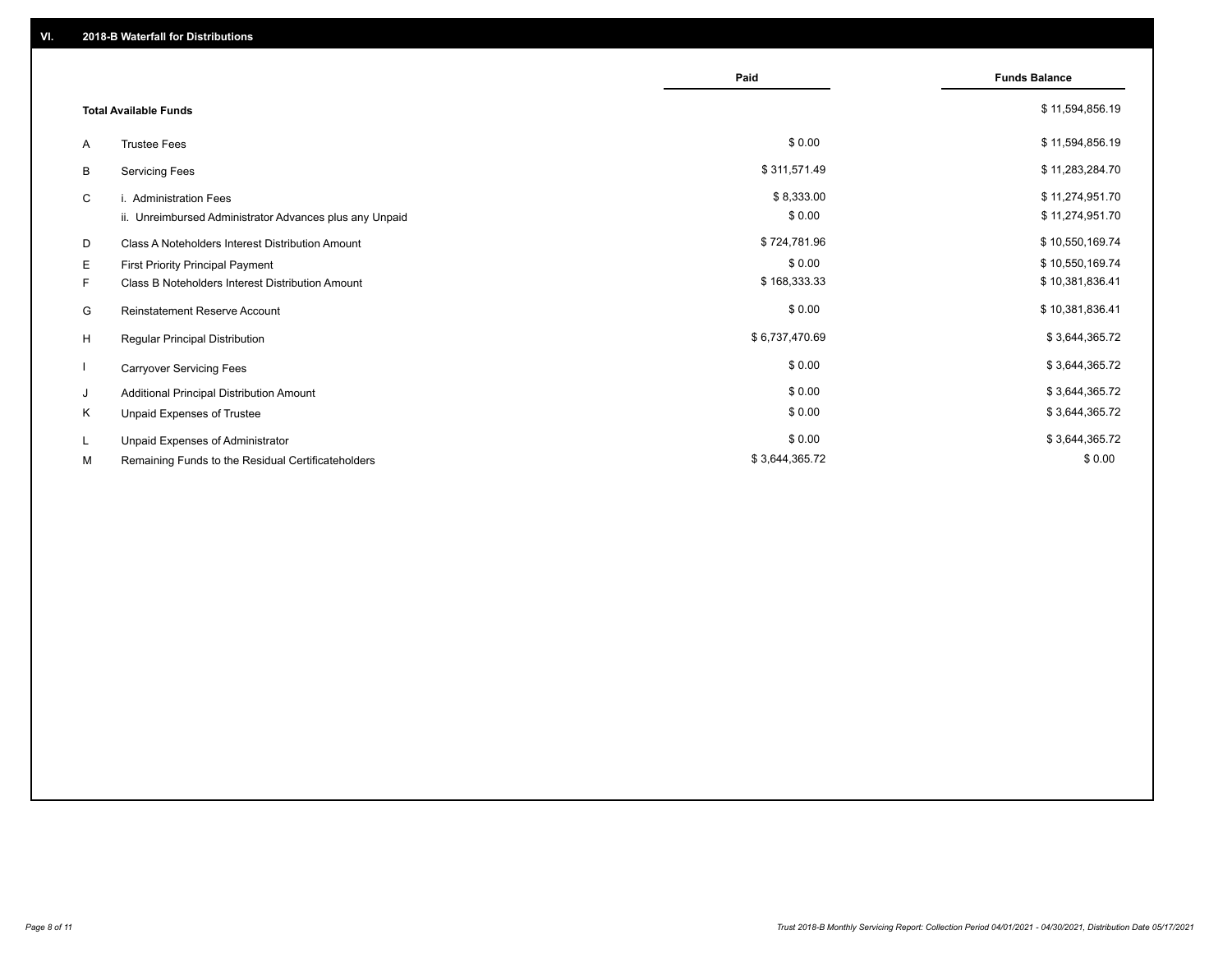## VI. 2018-B Waterfall for Distributions

| | | Paid | Funds Balance |
|---|---|---|---|
| | **Total Available Funds** | | $ 11,594,856.19 |
| A | Trustee Fees | $ 0.00 | $ 11,594,856.19 |
| B | Servicing Fees | $ 311,571.49 | $ 11,283,284.70 |
| C | i. Administration Fees | $ 8,333.00 | $ 11,274,951.70 |
| | ii. Unreimbursed Administrator Advances plus any Unpaid | $ 0.00 | $ 11,274,951.70 |
| D | Class A Noteholders Interest Distribution Amount | $ 724,781.96 | $ 10,550,169.74 |
| E | First Priority Principal Payment | $ 0.00 | $ 10,550,169.74 |
| F | Class B Noteholders Interest Distribution Amount | $ 168,333.33 | $ 10,381,836.41 |
| G | Reinstatement Reserve Account | $ 0.00 | $ 10,381,836.41 |
| H | Regular Principal Distribution | $ 6,737,470.69 | $ 3,644,365.72 |
| I | Carryover Servicing Fees | $ 0.00 | $ 3,644,365.72 |
| J | Additional Principal Distribution Amount | $ 0.00 | $ 3,644,365.72 |
| K | Unpaid Expenses of Trustee | $ 0.00 | $ 3,644,365.72 |
| L | Unpaid Expenses of Administrator | $ 0.00 | $ 3,644,365.72 |
| M | Remaining Funds to the Residual Certificateholders | $ 3,644,365.72 | $ 0.00 |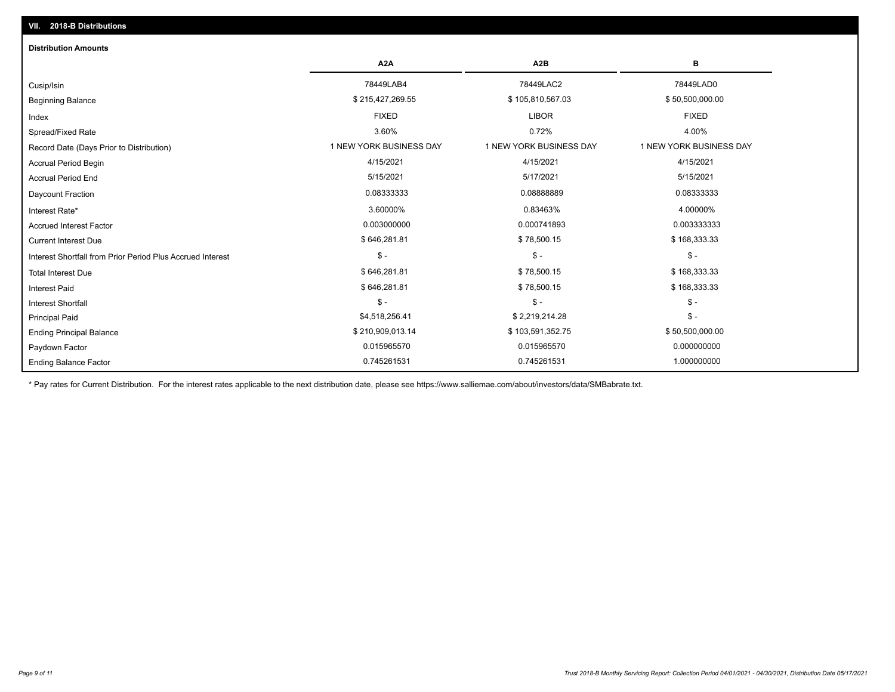## VII. 2018-B Distributions

### Distribution Amounts

| | A2A | A2B | B |
|---|---|---|---|
| Cusip/Isin | 78449LAB4 | 78449LAC2 | 78449LAD0 |
| Beginning Balance | $ 215,427,269.55 | $ 105,810,567.03 | $ 50,500,000.00 |
| Index | FIXED | LIBOR | FIXED |
| Spread/Fixed Rate | 3.60% | 0.72% | 4.00% |
| Record Date (Days Prior to Distribution) | 1 NEW YORK BUSINESS DAY | 1 NEW YORK BUSINESS DAY | 1 NEW YORK BUSINESS DAY |
| Accrual Period Begin | 4/15/2021 | 4/15/2021 | 4/15/2021 |
| Accrual Period End | 5/15/2021 | 5/17/2021 | 5/15/2021 |
| Daycount Fraction | 0.08333333 | 0.08888889 | 0.08333333 |
| Interest Rate* | 3.60000% | 0.83463% | 4.00000% |
| Accrued Interest Factor | 0.003000000 | 0.000741893 | 0.003333333 |
| Current Interest Due | $ 646,281.81 | $ 78,500.15 | $ 168,333.33 |
| Interest Shortfall from Prior Period Plus Accrued Interest | $ - | $ - | $ - |
| Total Interest Due | $ 646,281.81 | $ 78,500.15 | $ 168,333.33 |
| Interest Paid | $ 646,281.81 | $ 78,500.15 | $ 168,333.33 |
| Interest Shortfall | $ - | $ - | $ - |
| Principal Paid | $4,518,256.41 | $ 2,219,214.28 | $ - |
| Ending Principal Balance | $ 210,909,013.14 | $ 103,591,352.75 | $ 50,500,000.00 |
| Paydown Factor | 0.015965570 | 0.015965570 | 0.000000000 |
| Ending Balance Factor | 0.745261531 | 0.745261531 | 1.000000000 |

* Pay rates for Current Distribution. For the interest rates applicable to the next distribution date, please see https://www.salliemae.com/about/investors/data/SMBabrate.txt.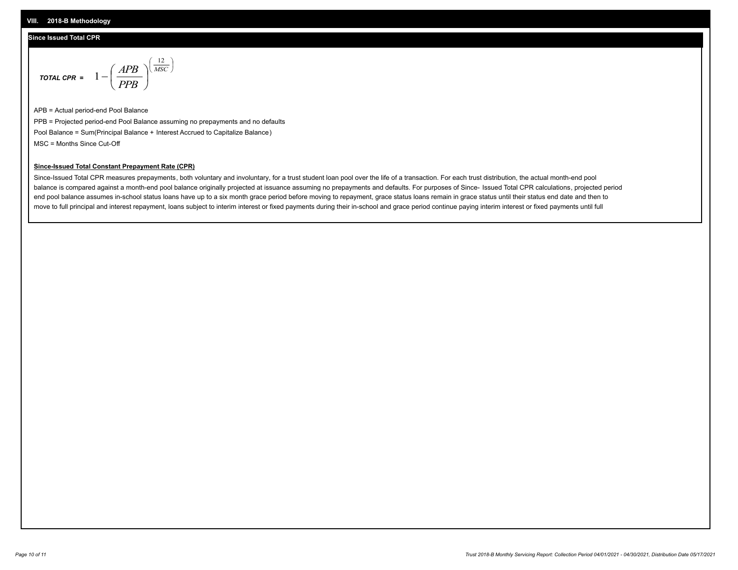## VIII. 2018-B Methodology

### Since Issued Total CPR

$$\textbf{TOTAL CPR} = 1 - \left(\frac{APB}{PPB}\right)^{\left(\frac{12}{MSC}\right)}$$

APB = Actual period-end Pool Balance

PPB = Projected period-end Pool Balance assuming no prepayments and no defaults

Pool Balance = Sum(Principal Balance + Interest Accrued to Capitalize Balance)

MSC = Months Since Cut-Off

**Since-Issued Total Constant Prepayment Rate (CPR)**

Since-Issued Total CPR measures prepayments, both voluntary and involuntary, for a trust student loan pool over the life of a transaction. For each trust distribution, the actual month-end pool balance is compared against a month-end pool balance originally projected at issuance assuming no prepayments and defaults. For purposes of Since- Issued Total CPR calculations, projected period end pool balance assumes in-school status loans have up to a six month grace period before moving to repayment, grace status loans remain in grace status until their status end date and then to move to full principal and interest repayment, loans subject to interim interest or fixed payments during their in-school and grace period continue paying interim interest or fixed payments until full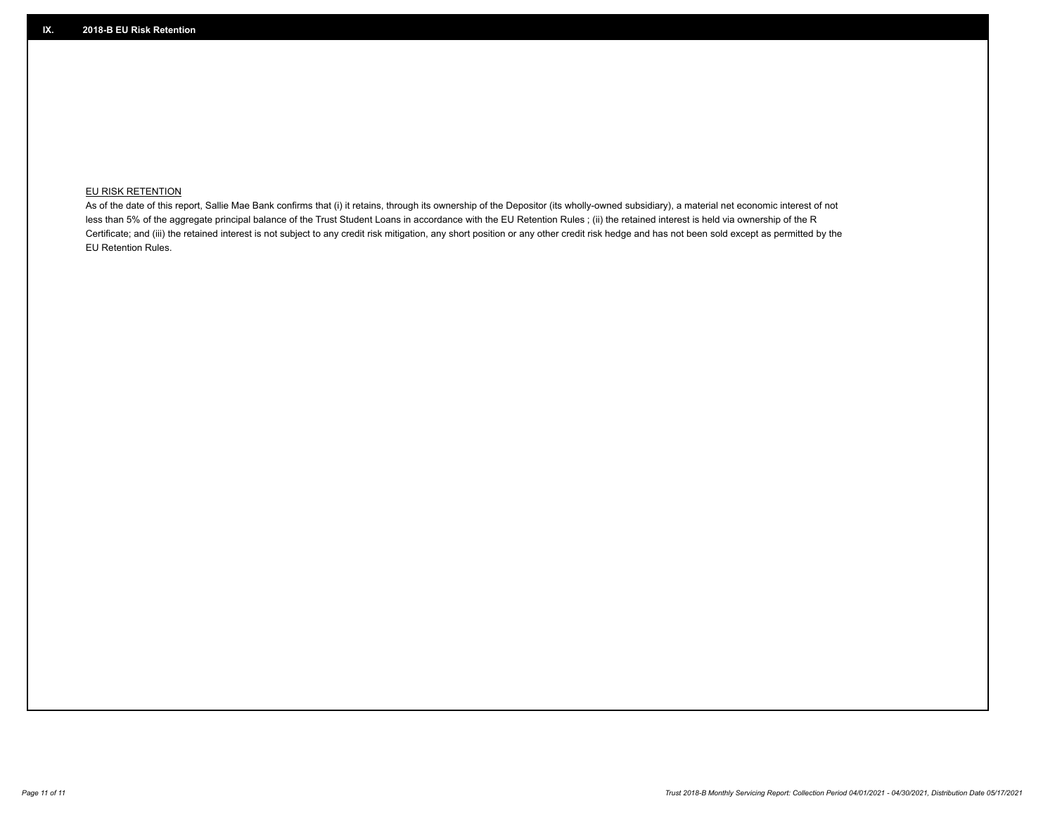## IX. 2018-B EU Risk Retention

EU RISK RETENTION

As of the date of this report, Sallie Mae Bank confirms that (i) it retains, through its ownership of the Depositor (its wholly-owned subsidiary), a material net economic interest of not less than 5% of the aggregate principal balance of the Trust Student Loans in accordance with the EU Retention Rules ; (ii) the retained interest is held via ownership of the R Certificate; and (iii) the retained interest is not subject to any credit risk mitigation, any short position or any other credit risk hedge and has not been sold except as permitted by the EU Retention Rules.